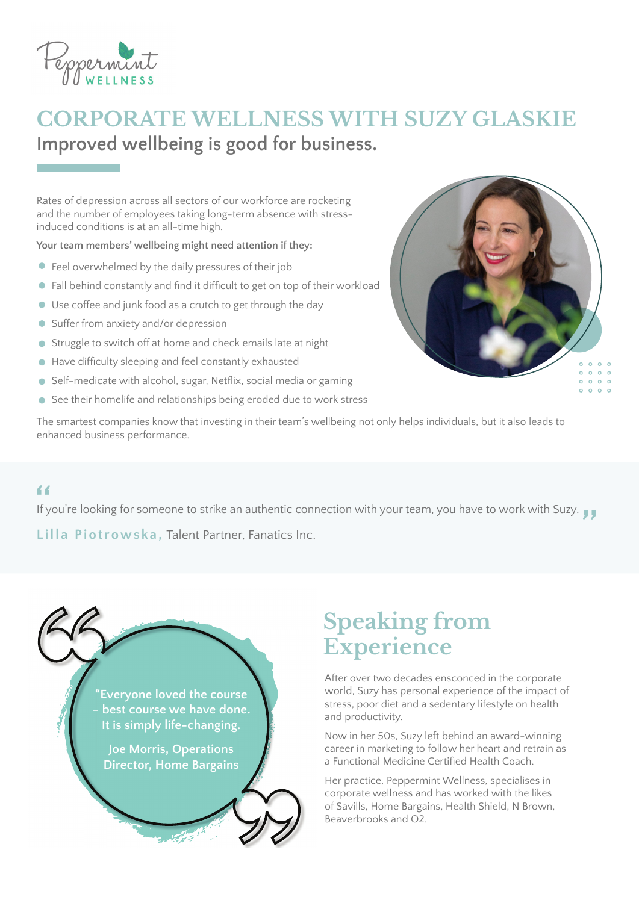Peppermint WELLNESS

# CORPORATE WELLNESS WITH SUZY GLASKIE

## Improved wellbeing is good for business.

Rates of depression across all sectors of our workforce are rocketing and the number of employees taking long-term absence with stress-induced conditions is at an all-time high.

**Your team members' wellbeing might need attention if they:**

- Feel overwhelmed by the daily pressures of their job
- Fall behind constantly and find it difficult to get on top of their workload
- Use coffee and junk food as a crutch to get through the day
- Suffer from anxiety and/or depression
- Struggle to switch off at home and check emails late at night
- Have difficulty sleeping and feel constantly exhausted
- Self-medicate with alcohol, sugar, Netflix, social media or gaming
- See their homelife and relationships being eroded due to work stress

The smartest companies know that investing in their team's wellbeing not only helps individuals, but it also leads to enhanced business performance.

> "If you're looking for someone to strike an authentic connection with your team, you have to work with Suzy."
>
> **Lilla Piotrowska,** Talent Partner, Fanatics Inc.

> "Everyone loved the course – best course we have done. It is simply life-changing.
>
> Joe Morris, Operations Director, Home Bargains

## Speaking from Experience

After over two decades ensconced in the corporate world, Suzy has personal experience of the impact of stress, poor diet and a sedentary lifestyle on health and productivity.

Now in her 50s, Suzy left behind an award-winning career in marketing to follow her heart and retrain as a Functional Medicine Certified Health Coach.

Her practice, Peppermint Wellness, specialises in corporate wellness and has worked with the likes of Savills, Home Bargains, Health Shield, N Brown, Beaverbrooks and O2.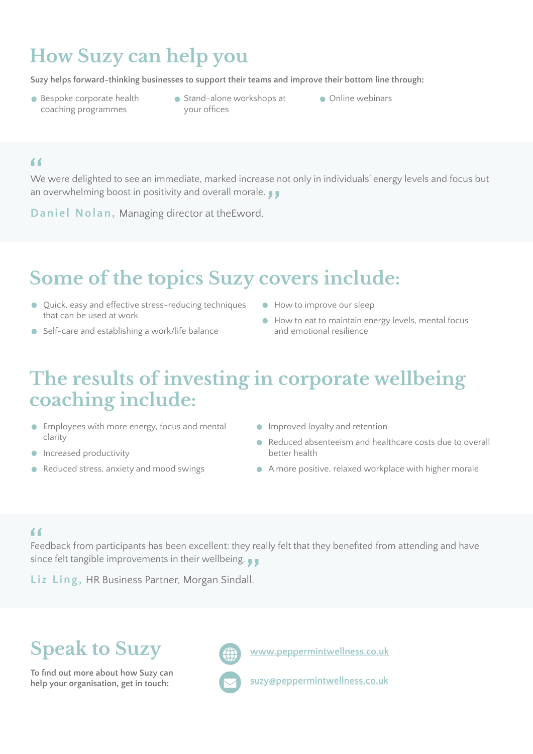# How Suzy can help you

**Suzy helps forward-thinking businesses to support their teams and improve their bottom line through:**

- Bespoke corporate health coaching programmes
- Stand-alone workshops at your offices
- Online webinars

> "We were delighted to see an immediate, marked increase not only in individuals' energy levels and focus but an overwhelming boost in positivity and overall morale."
>
> **Daniel Nolan,** Managing director at theEword.

# Some of the topics Suzy covers include:

- Quick, easy and effective stress-reducing techniques that can be used at work
- Self-care and establishing a work/life balance
- How to improve our sleep
- How to eat to maintain energy levels, mental focus and emotional resilience

# The results of investing in corporate wellbeing coaching include:

- Employees with more energy, focus and mental clarity
- Increased productivity
- Reduced stress, anxiety and mood swings
- Improved loyalty and retention
- Reduced absenteeism and healthcare costs due to overall better health
- A more positive, relaxed workplace with higher morale

> "Feedback from participants has been excellent: they really felt that they benefited from attending and have since felt tangible improvements in their wellbeing."
>
> **Liz Ling,** HR Business Partner, Morgan Sindall.

# Speak to Suzy

**To find out more about how Suzy can help your organisation, get in touch:**

www.peppermintwellness.co.uk

suzy@peppermintwellness.co.uk